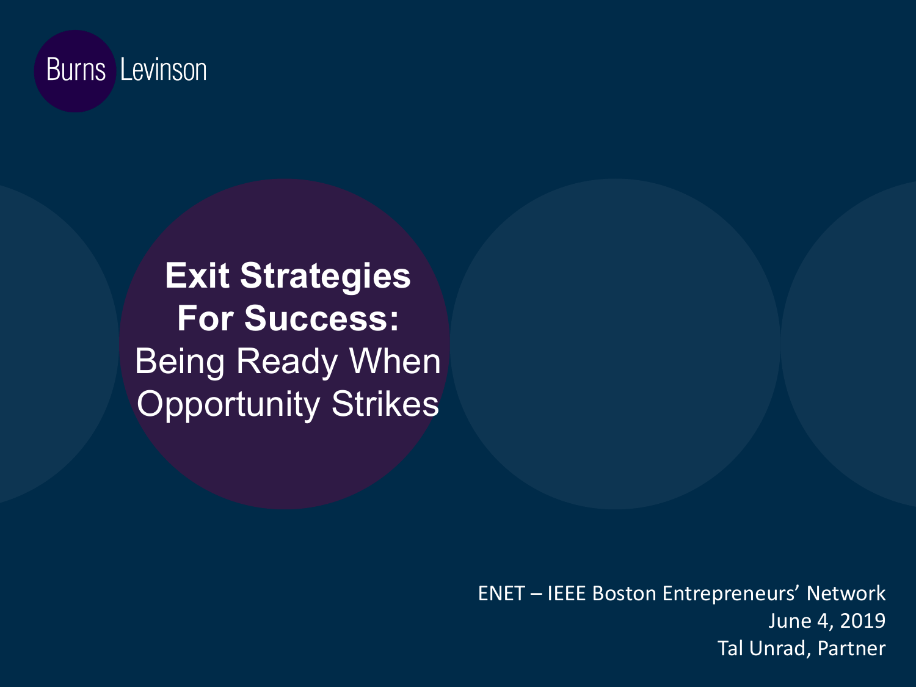Burns Levinson

# Exit Strategies For Success:

## Being Ready When Opportunity Strikes

ENET – IEEE Boston Entrepreneurs' Network
June 4, 2019
Tal Unrad, Partner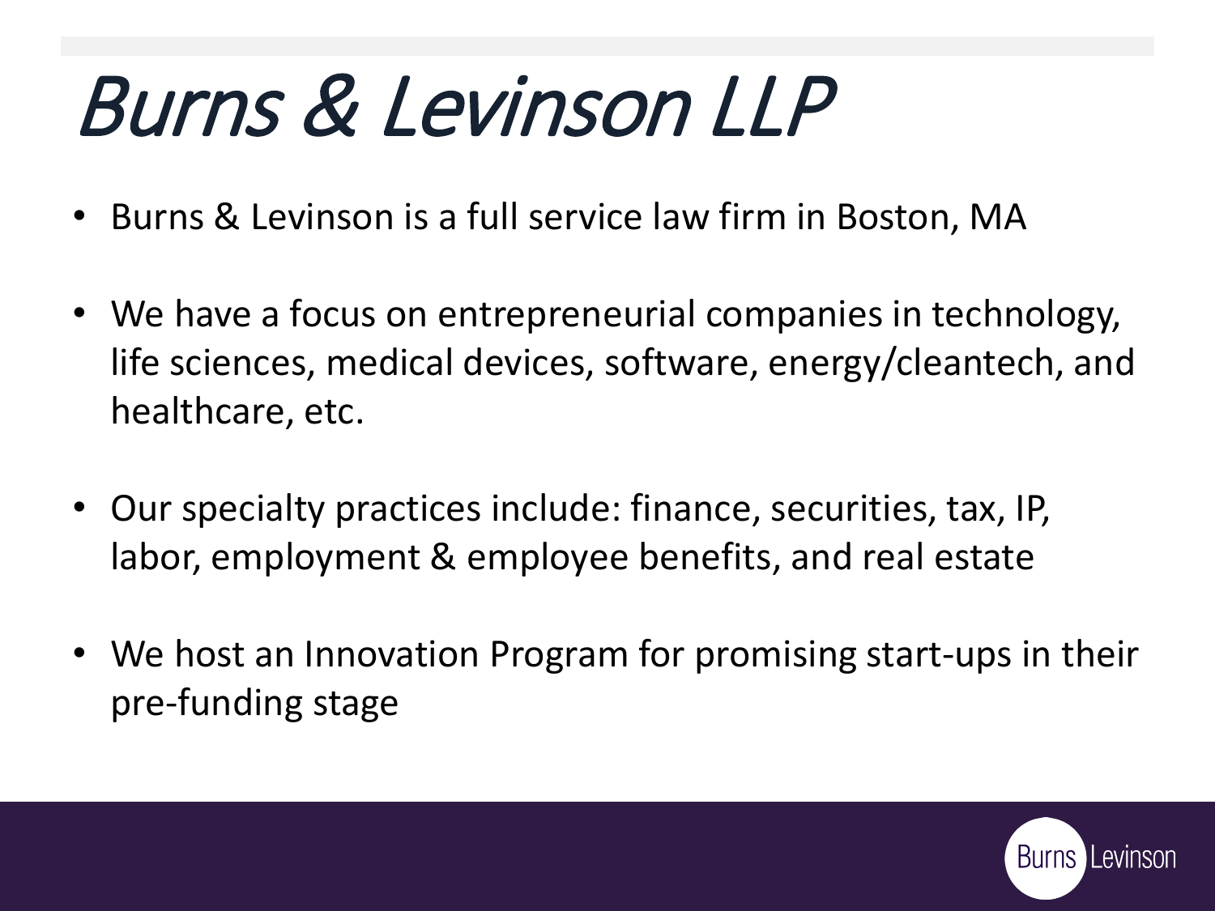# Burns & Levinson LLP

- Burns & Levinson is a full service law firm in Boston, MA
- We have a focus on entrepreneurial companies in technology, life sciences, medical devices, software, energy/cleantech, and healthcare, etc.
- Our specialty practices include: finance, securities, tax, IP, labor, employment & employee benefits, and real estate
- We host an Innovation Program for promising start-ups in their pre-funding stage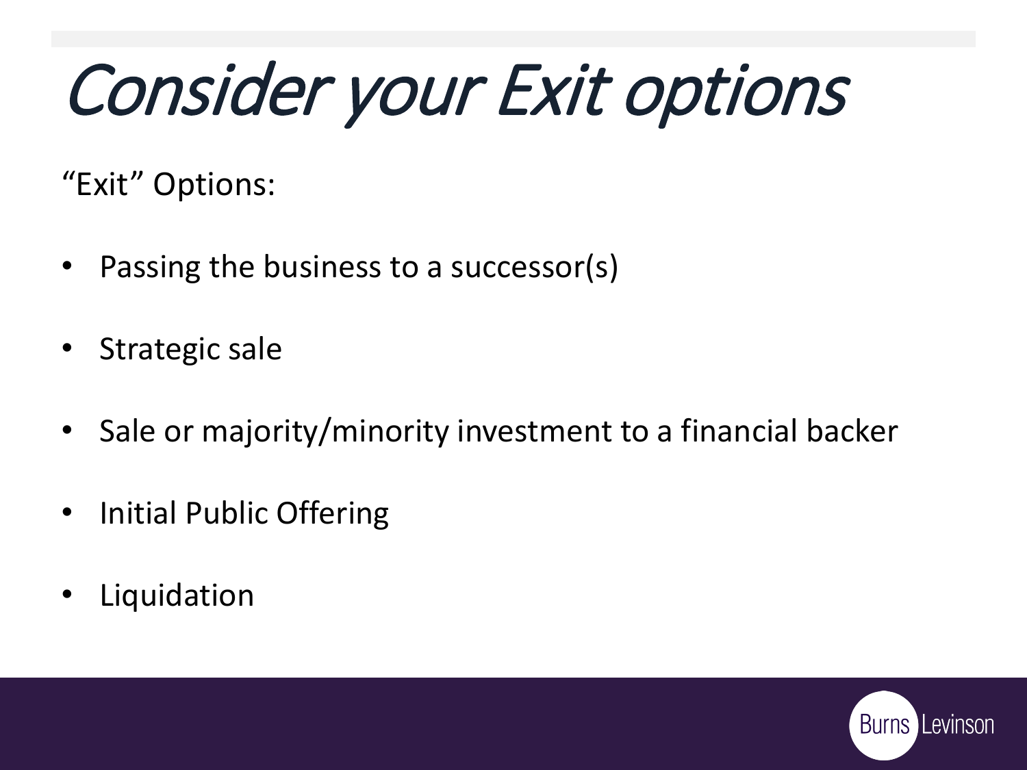# Consider your Exit options

"Exit" Options:

- Passing the business to a successor(s)
- Strategic sale
- Sale or majority/minority investment to a financial backer
- Initial Public Offering
- Liquidation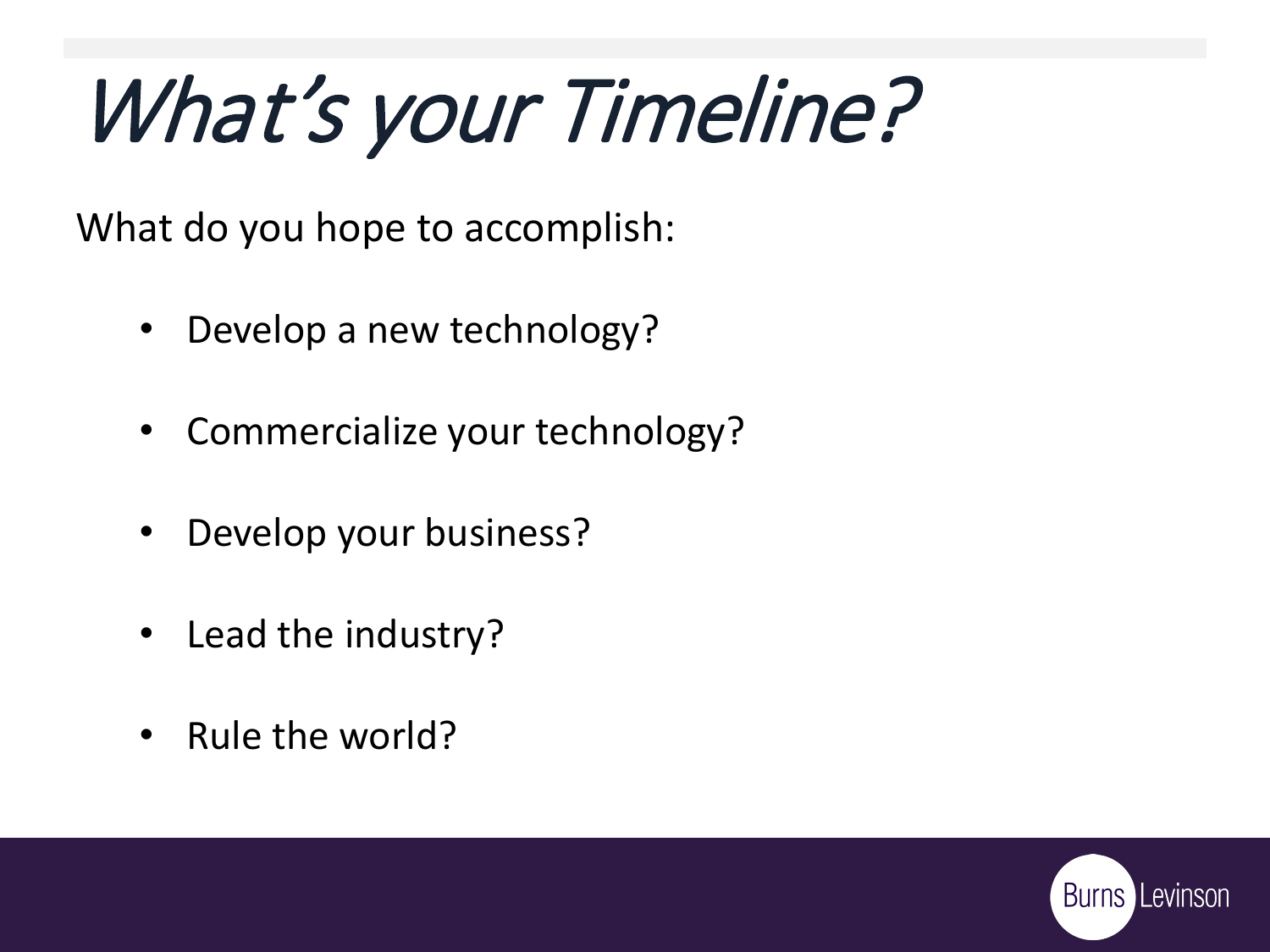# What's your Timeline?

What do you hope to accomplish:

- Develop a new technology?
- Commercialize your technology?
- Develop your business?
- Lead the industry?
- Rule the world?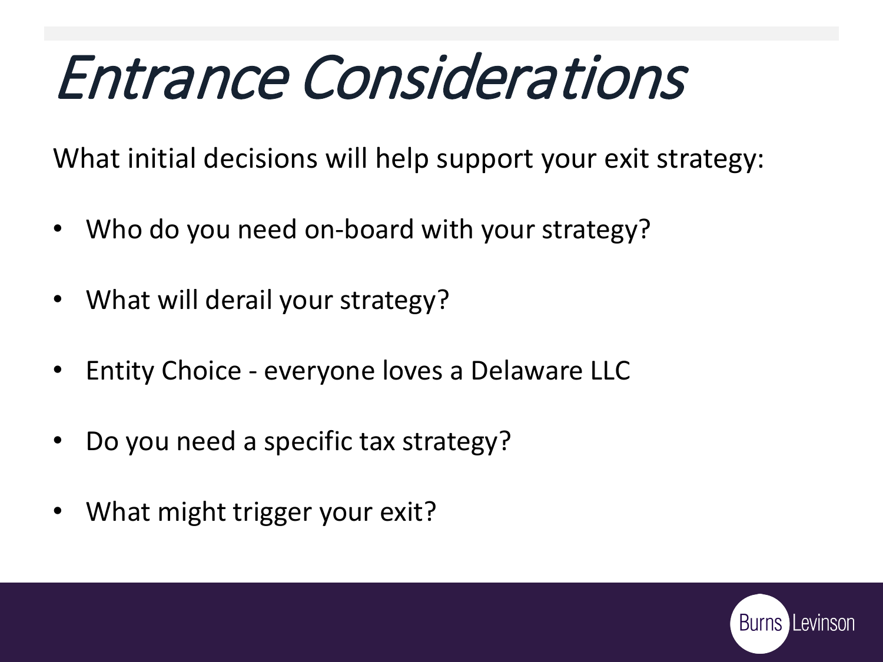# *Entrance Considerations*

What initial decisions will help support your exit strategy:

- Who do you need on-board with your strategy?
- What will derail your strategy?
- Entity Choice - everyone loves a Delaware LLC
- Do you need a specific tax strategy?
- What might trigger your exit?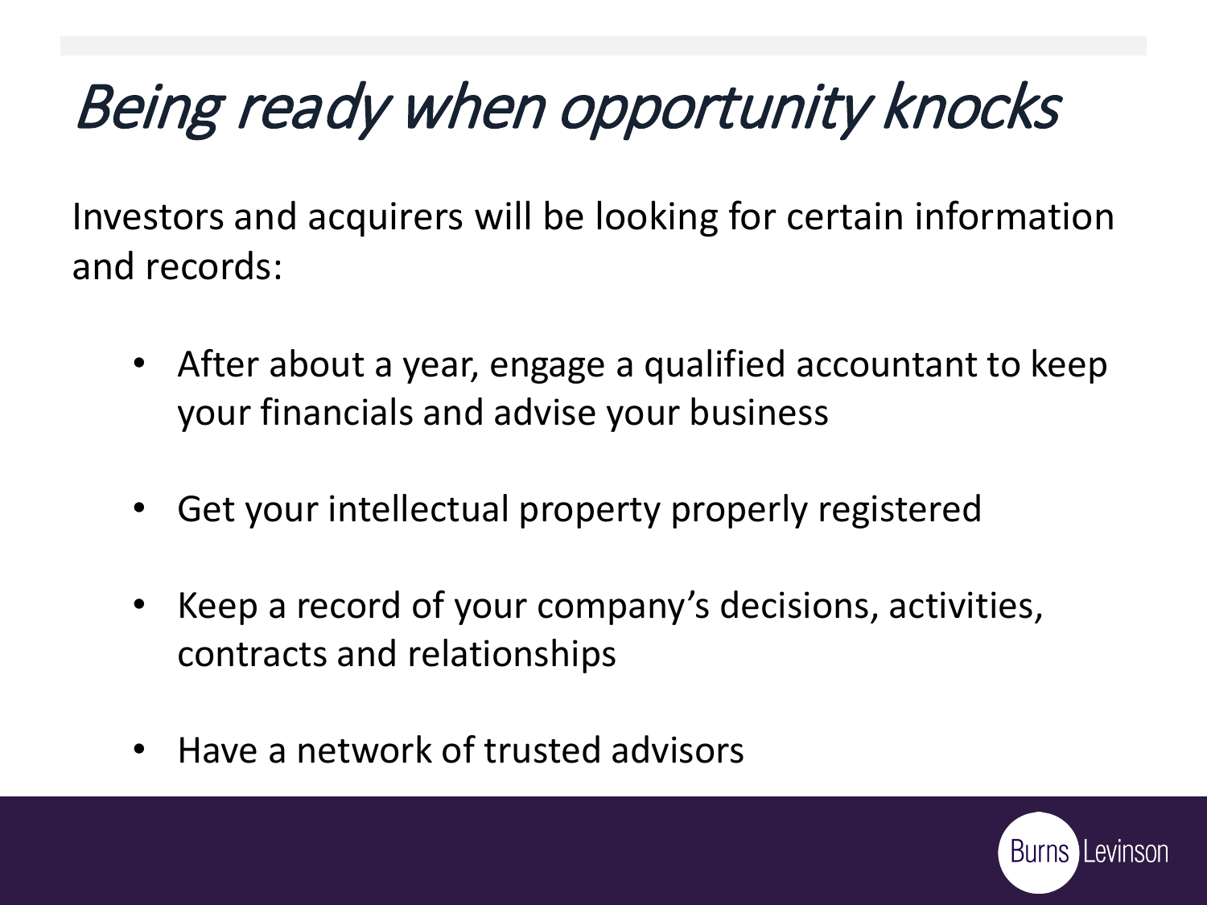# *Being ready when opportunity knocks*

Investors and acquirers will be looking for certain information and records:

- After about a year, engage a qualified accountant to keep your financials and advise your business
- Get your intellectual property properly registered
- Keep a record of your company's decisions, activities, contracts and relationships
- Have a network of trusted advisors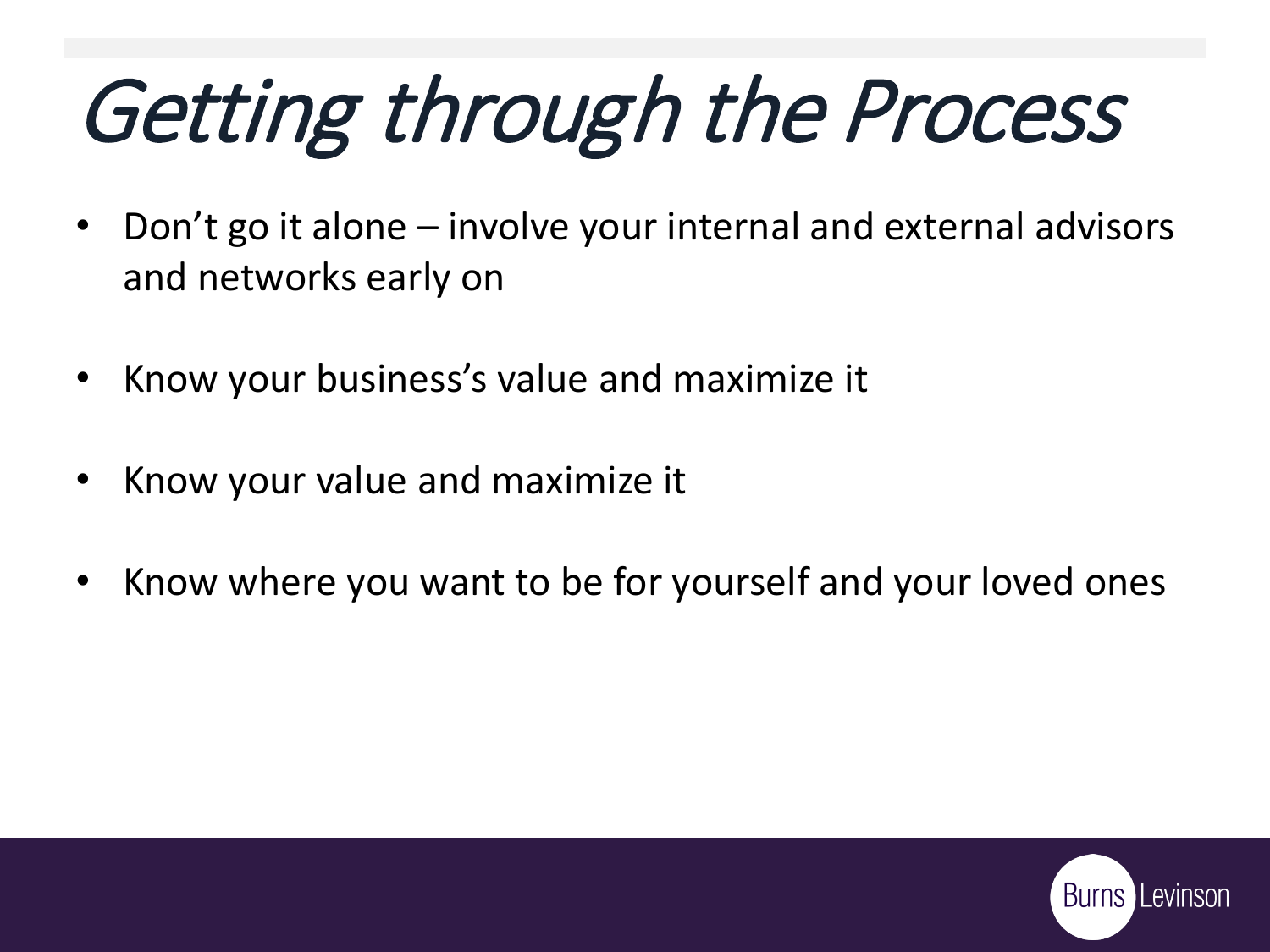# Getting through the Process

- Don't go it alone – involve your internal and external advisors and networks early on
- Know your business's value and maximize it
- Know your value and maximize it
- Know where you want to be for yourself and your loved ones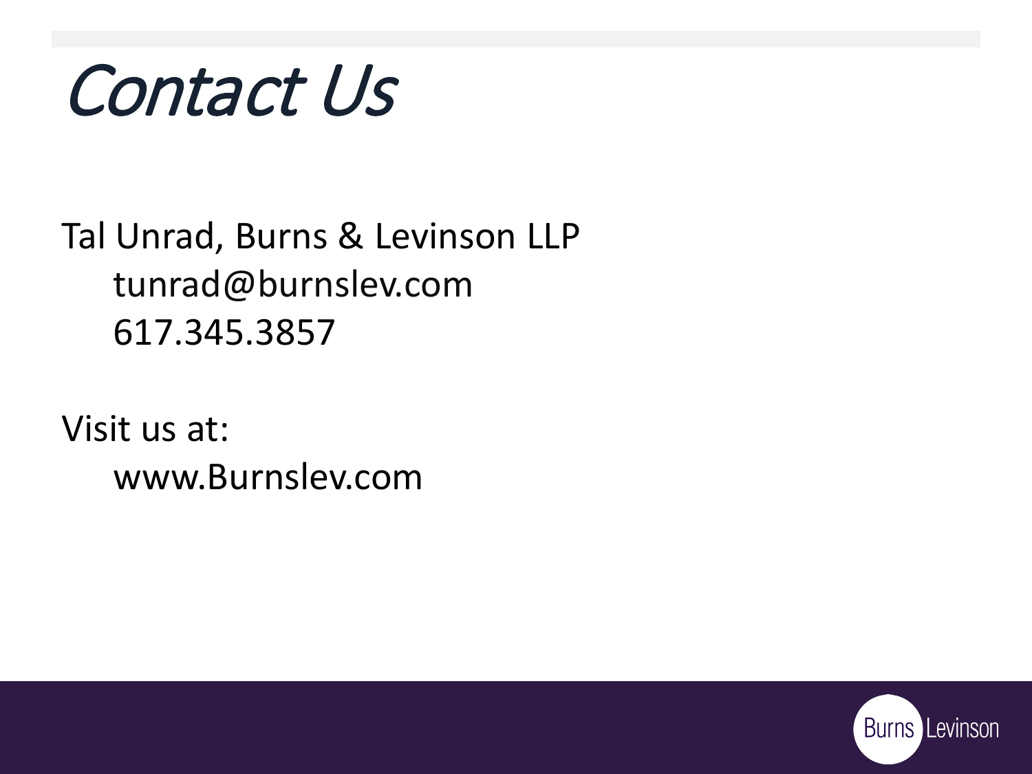# Contact Us

Tal Unrad, Burns & Levinson LLP

tunrad@burnslev.com

617.345.3857

Visit us at:

www.Burnslev.com